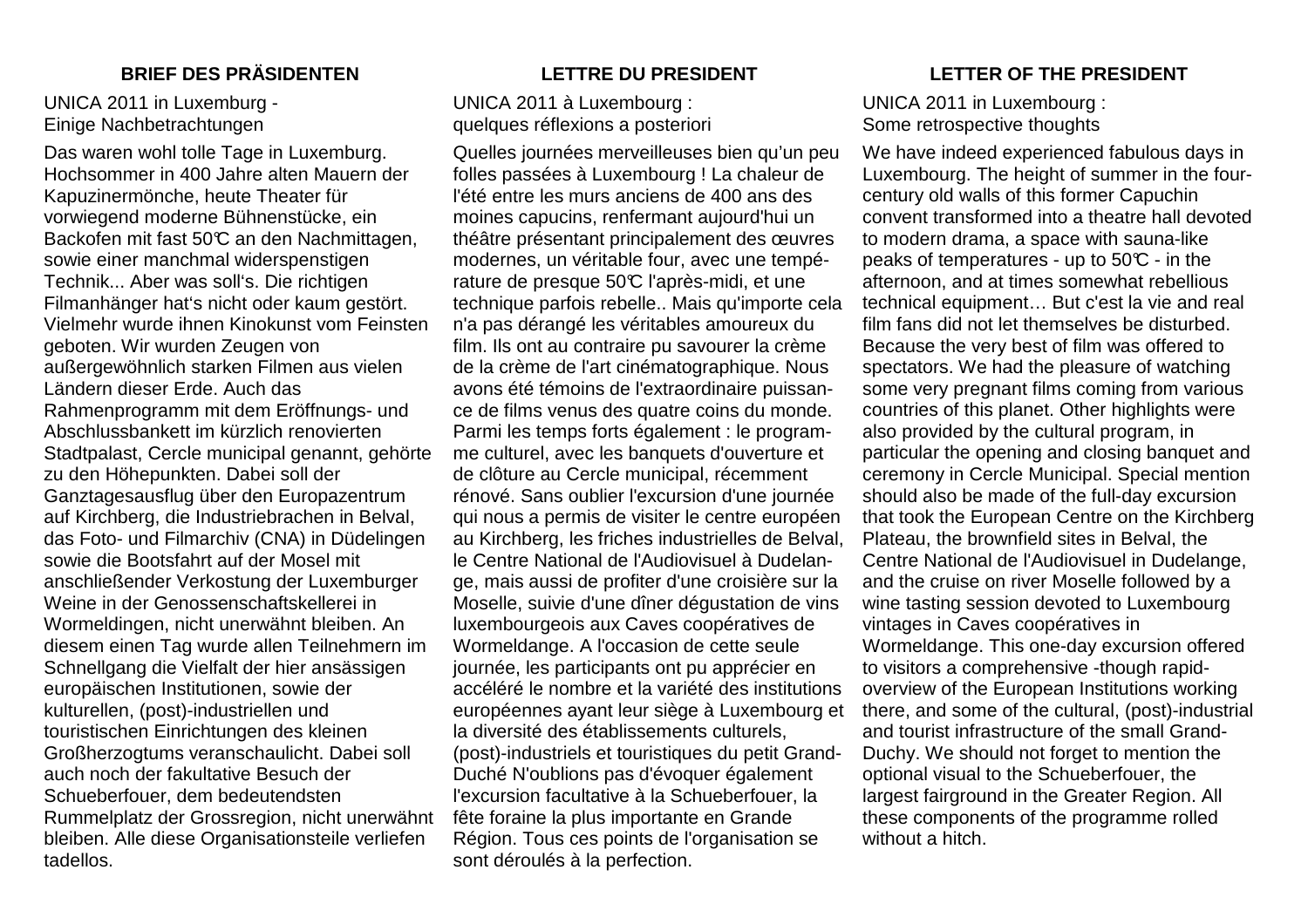## BRIEF DES PRÄSIDENTEN

UNICA 2011 in Luxemburg -
Einige Nachbetrachtungen

Das waren wohl tolle Tage in Luxemburg. Hochsommer in 400 Jahre alten Mauern der Kapuzinermönche, heute Theater für vorwiegend moderne Bühnenstücke, ein Backofen mit fast 50℃ an den Nachmittagen, sowie einer manchmal widerspenstigen Technik... Aber was soll's. Die richtigen Filmanhänger hat's nicht oder kaum gestört. Vielmehr wurde ihnen Kinokunst vom Feinsten geboten. Wir wurden Zeugen von außergewöhnlich starken Filmen aus vielen Ländern dieser Erde. Auch das Rahmenprogramm mit dem Eröffnungs- und Abschlussbankett im kürzlich renovierten Stadtpalast, Cercle municipal genannt, gehörte zu den Höhepunkten. Dabei soll der Ganztagesausflug über den Europazentrum auf Kirchberg, die Industriebrachen in Belval, das Foto- und Filmarchiv (CNA) in Düdelingen sowie die Bootsfahrt auf der Mosel mit anschließender Verkostung der Luxemburger Weine in der Genossenschaftskellerei in Wormeldingen, nicht unerwähnt bleiben. An diesem einen Tag wurde allen Teilnehmern im Schnellgang die Vielfalt der hier ansässigen europäischen Institutionen, sowie der kulturellen, (post)-industriellen und touristischen Einrichtungen des kleinen Großherzogtums veranschaulicht. Dabei soll auch noch der fakultative Besuch der Schueberfouer, dem bedeutendsten Rummelplatz der Grossregion, nicht unerwähnt bleiben. Alle diese Organisationsteile verliefen tadellos.

## LETTRE DU PRESIDENT

UNICA 2011 à Luxembourg :
quelques réflexions a posteriori

Quelles journées merveilleuses bien qu'un peu folles passées à Luxembourg ! La chaleur de l'été entre les murs anciens de 400 ans des moines capucins, renfermant aujourd'hui un théâtre présentant principalement des œuvres modernes, un véritable four, avec une température de presque 50℃ l'après-midi, et une technique parfois rebelle.. Mais qu'importe cela n'a pas dérangé les véritables amoureux du film. Ils ont au contraire pu savourer la crème de la crème de l'art cinématographique. Nous avons été témoins de l'extraordinaire puissance de films venus des quatre coins du monde. Parmi les temps forts également : le programme culturel, avec les banquets d'ouverture et de clôture au Cercle municipal, récemment rénové. Sans oublier l'excursion d'une journée qui nous a permis de visiter le centre européen au Kirchberg, les friches industrielles de Belval, le Centre National de l'Audiovisuel à Dudelange, mais aussi de profiter d'une croisière sur la Moselle, suivie d'une dîner dégustation de vins luxembourgeois aux Caves coopératives de Wormeldange. A l'occasion de cette seule journée, les participants ont pu apprécier en accéléré le nombre et la variété des institutions européennes ayant leur siège à Luxembourg et la diversité des établissements culturels, (post)-industriels et touristiques du petit Grand-Duché N'oublions pas d'évoquer également l'excursion facultative à la Schueberfouer, la fête foraine la plus importante en Grande Région. Tous ces points de l'organisation se sont déroulés à la perfection.

## LETTER OF THE PRESIDENT

UNICA 2011 in Luxembourg :
Some retrospective thoughts

We have indeed experienced fabulous days in Luxembourg. The height of summer in the four-century old walls of this former Capuchin convent transformed into a theatre hall devoted to modern drama, a space with sauna-like peaks of temperatures - up to 50℃ - in the afternoon, and at times somewhat rebellious technical equipment… But c'est la vie and real film fans did not let themselves be disturbed. Because the very best of film was offered to spectators. We had the pleasure of watching some very pregnant films coming from various countries of this planet. Other highlights were also provided by the cultural program, in particular the opening and closing banquet and ceremony in Cercle Municipal. Special mention should also be made of the full-day excursion that took the European Centre on the Kirchberg Plateau, the brownfield sites in Belval, the Centre National de l'Audiovisuel in Dudelange, and the cruise on river Moselle followed by a wine tasting session devoted to Luxembourg vintages in Caves coopératives in Wormeldange. This one-day excursion offered to visitors a comprehensive -though rapid- overview of the European Institutions working there, and some of the cultural, (post)-industrial and tourist infrastructure of the small Grand-Duchy. We should not forget to mention the optional visual to the Schueberfouer, the largest fairground in the Greater Region. All these components of the programme rolled without a hitch.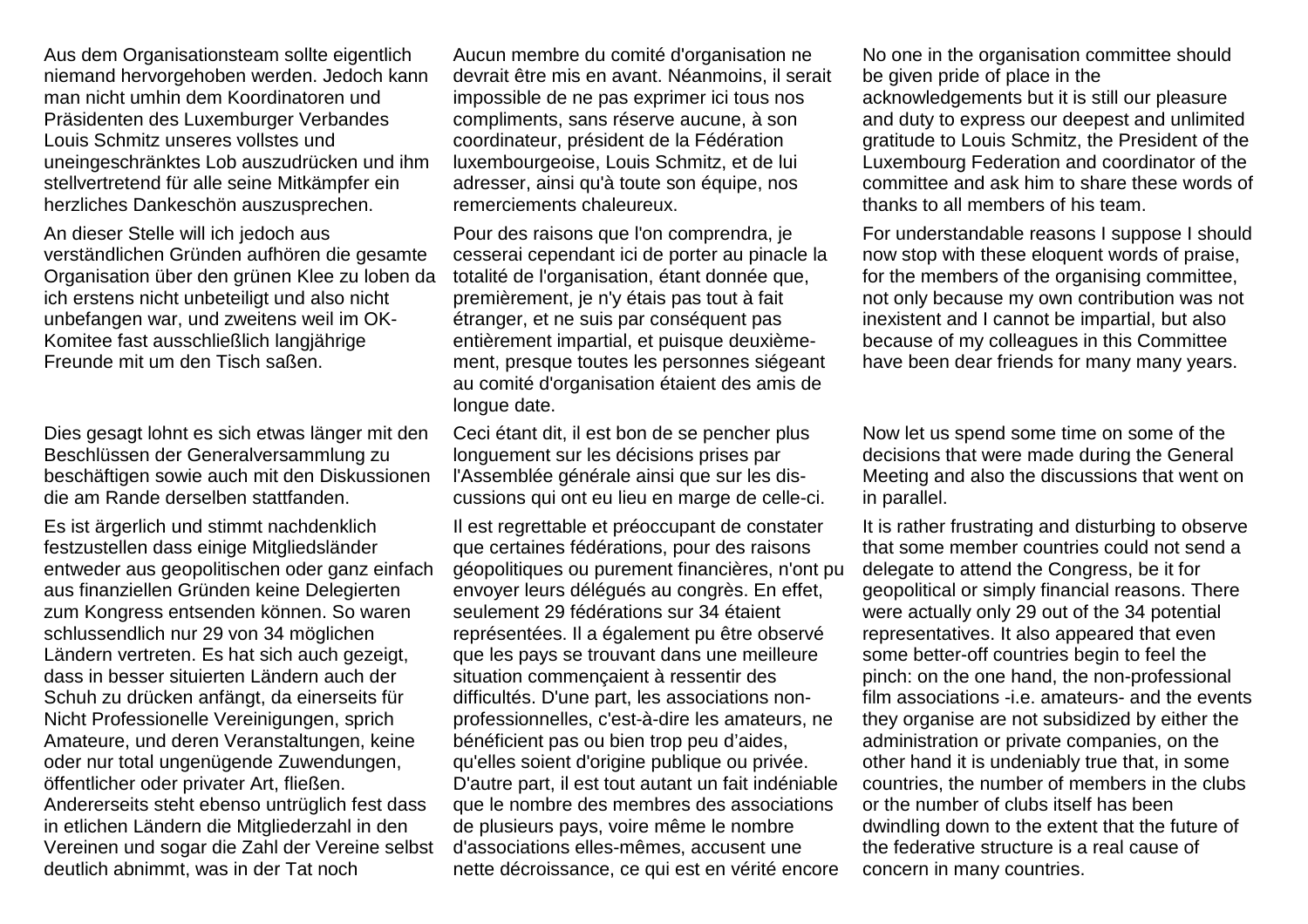Aus dem Organisationsteam sollte eigentlich niemand hervorgehoben werden. Jedoch kann man nicht umhin dem Koordinatoren und Präsidenten des Luxemburger Verbandes Louis Schmitz unseres vollstes und uneingeschränktes Lob auszudrücken und ihm stellvertretend für alle seine Mitkämpfer ein herzliches Dankeschön auszusprechen.

An dieser Stelle will ich jedoch aus verständlichen Gründen aufhören die gesamte Organisation über den grünen Klee zu loben da ich erstens nicht unbeteiligt und also nicht unbefangen war, und zweitens weil im OK-Komitee fast ausschließlich langjährige Freunde mit um den Tisch saßen.

Dies gesagt lohnt es sich etwas länger mit den Beschlüssen der Generalversammlung zu beschäftigen sowie auch mit den Diskussionen die am Rande derselben stattfanden.

Es ist ärgerlich und stimmt nachdenklich festzustellen dass einige Mitgliedsländer entweder aus geopolitischen oder ganz einfach aus finanziellen Gründen keine Delegierten zum Kongress entsenden können. So waren schlussendlich nur 29 von 34 möglichen Ländern vertreten. Es hat sich auch gezeigt, dass in besser situierten Ländern auch der Schuh zu drücken anfängt, da einerseits für Nicht Professionelle Vereinigungen, sprich Amateure, und deren Veranstaltungen, keine oder nur total ungenügende Zuwendungen, öffentlicher oder privater Art, fließen. Andererseits steht ebenso untrüglich fest dass in etlichen Ländern die Mitgliederzahl in den Vereinen und sogar die Zahl der Vereine selbst deutlich abnimmt, was in der Tat noch

Aucun membre du comité d'organisation ne devrait être mis en avant. Néanmoins, il serait impossible de ne pas exprimer ici tous nos compliments, sans réserve aucune, à son coordinateur, président de la Fédération luxembourgeoise, Louis Schmitz, et de lui adresser, ainsi qu'à toute son équipe, nos remerciements chaleureux.

Pour des raisons que l'on comprendra, je cesserai cependant ici de porter au pinacle la totalité de l'organisation, étant donnée que, premièrement, je n'y étais pas tout à fait étranger, et ne suis par conséquent pas entièrement impartial, et puisque deuxièmement, presque toutes les personnes siégeant au comité d'organisation étaient des amis de longue date.

Ceci étant dit, il est bon de se pencher plus longuement sur les décisions prises par l'Assemblée générale ainsi que sur les discussions qui ont eu lieu en marge de celle-ci.

Il est regrettable et préoccupant de constater que certaines fédérations, pour des raisons géopolitiques ou purement financières, n'ont pu envoyer leurs délégués au congrès. En effet, seulement 29 fédérations sur 34 étaient représentées. Il a également pu être observé que les pays se trouvant dans une meilleure situation commençaient à ressentir des difficultés. D'une part, les associations non-professionnelles, c'est-à-dire les amateurs, ne bénéficient pas ou bien trop peu d'aides, qu'elles soient d'origine publique ou privée. D'autre part, il est tout autant un fait indéniable que le nombre des membres des associations de plusieurs pays, voire même le nombre d'associations elles-mêmes, accusent une nette décroissance, ce qui est en vérité encore

No one in the organisation committee should be given pride of place in the acknowledgements but it is still our pleasure and duty to express our deepest and unlimited gratitude to Louis Schmitz, the President of the Luxembourg Federation and coordinator of the committee and ask him to share these words of thanks to all members of his team.

For understandable reasons I suppose I should now stop with these eloquent words of praise, for the members of the organising committee, not only because my own contribution was not inexistent and I cannot be impartial, but also because of my colleagues in this Committee have been dear friends for many many years.

Now let us spend some time on some of the decisions that were made during the General Meeting and also the discussions that went on in parallel.

It is rather frustrating and disturbing to observe that some member countries could not send a delegate to attend the Congress, be it for geopolitical or simply financial reasons. There were actually only 29 out of the 34 potential representatives. It also appeared that even some better-off countries begin to feel the pinch: on the one hand, the non-professional film associations -i.e. amateurs- and the events they organise are not subsidized by either the administration or private companies, on the other hand it is undeniably true that, in some countries, the number of members in the clubs or the number of clubs itself has been dwindling down to the extent that the future of the federative structure is a real cause of concern in many countries.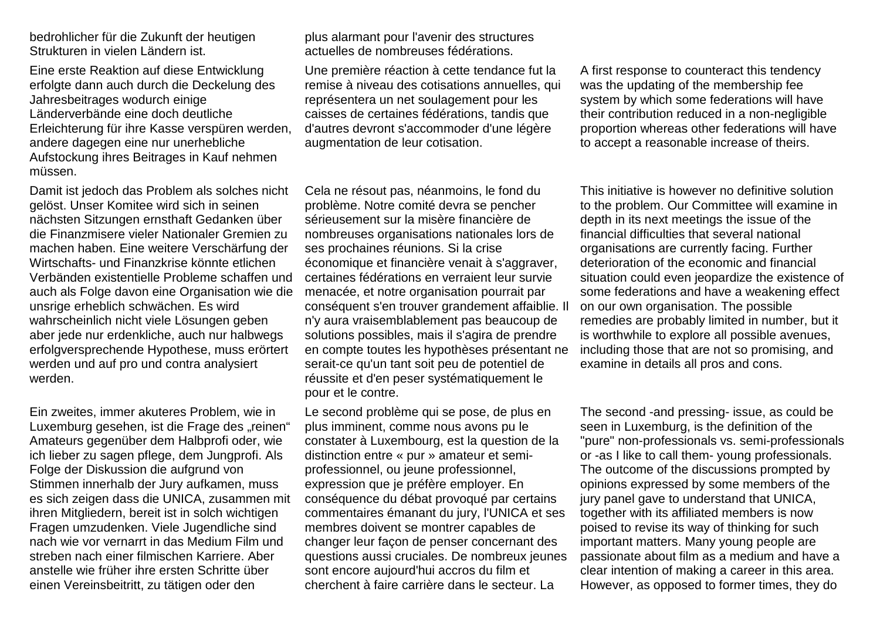bedrohlicher für die Zukunft der heutigen Strukturen in vielen Ländern ist.

Eine erste Reaktion auf diese Entwicklung erfolgte dann auch durch die Deckelung des Jahresbeitrages wodurch einige Länderverbände eine doch deutliche Erleichterung für ihre Kasse verspüren werden, andere dagegen eine nur unerhebliche Aufstockung ihres Beitrages in Kauf nehmen müssen.

Damit ist jedoch das Problem als solches nicht gelöst. Unser Komitee wird sich in seinen nächsten Sitzungen ernsthaft Gedanken über die Finanzmisere vieler Nationaler Gremien zu machen haben. Eine weitere Verschärfung der Wirtschafts- und Finanzkrise könnte etlichen Verbänden existentielle Probleme schaffen und auch als Folge davon eine Organisation wie die unsrige erheblich schwächen. Es wird wahrscheinlich nicht viele Lösungen geben aber jede nur erdenkliche, auch nur halbwegs erfolgversprechende Hypothese, muss erörtert werden und auf pro und contra analysiert werden.

Ein zweites, immer akuteres Problem, wie in Luxemburg gesehen, ist die Frage des „reinen" Amateurs gegenüber dem Halbprofi oder, wie ich lieber zu sagen pflege, dem Jungprofi. Als Folge der Diskussion die aufgrund von Stimmen innerhalb der Jury aufkamen, muss es sich zeigen dass die UNICA, zusammen mit ihren Mitgliedern, bereit ist in solch wichtigen Fragen umzudenken. Viele Jugendliche sind nach wie vor vernarrt in das Medium Film und streben nach einer filmischen Karriere. Aber anstelle wie früher ihre ersten Schritte über einen Vereinsbeitritt, zu tätigen oder den

plus alarmant pour l'avenir des structures actuelles de nombreuses fédérations.

Une première réaction à cette tendance fut la remise à niveau des cotisations annuelles, qui représentera un net soulagement pour les caisses de certaines fédérations, tandis que d'autres devront s'accommoder d'une légère augmentation de leur cotisation.

Cela ne résout pas, néanmoins, le fond du problème. Notre comité devra se pencher sérieusement sur la misère financière de nombreuses organisations nationales lors de ses prochaines réunions. Si la crise économique et financière venait à s'aggraver, certaines fédérations en verraient leur survie menacée, et notre organisation pourrait par conséquent s'en trouver grandement affaiblie. Il n'y aura vraisemblablement pas beaucoup de solutions possibles, mais il s'agira de prendre en compte toutes les hypothèses présentant ne serait-ce qu'un tant soit peu de potentiel de réussite et d'en peser systématiquement le pour et le contre.

Le second problème qui se pose, de plus en plus imminent, comme nous avons pu le constater à Luxembourg, est la question de la distinction entre « pur » amateur et semi-professionnel, ou jeune professionnel, expression que je préfère employer. En conséquence du débat provoqué par certains commentaires émanant du jury, l'UNICA et ses membres doivent se montrer capables de changer leur façon de penser concernant des questions aussi cruciales. De nombreux jeunes sont encore aujourd'hui accros du film et cherchent à faire carrière dans le secteur. La

A first response to counteract this tendency was the updating of the membership fee system by which some federations will have their contribution reduced in a non-negligible proportion whereas other federations will have to accept a reasonable increase of theirs.

This initiative is however no definitive solution to the problem. Our Committee will examine in depth in its next meetings the issue of the financial difficulties that several national organisations are currently facing. Further deterioration of the economic and financial situation could even jeopardize the existence of some federations and have a weakening effect on our own organisation. The possible remedies are probably limited in number, but it is worthwhile to explore all possible avenues, including those that are not so promising, and examine in details all pros and cons.

The second -and pressing- issue, as could be seen in Luxemburg, is the definition of the "pure" non-professionals vs. semi-professionals or -as I like to call them- young professionals. The outcome of the discussions prompted by opinions expressed by some members of the jury panel gave to understand that UNICA, together with its affiliated members is now poised to revise its way of thinking for such important matters. Many young people are passionate about film as a medium and have a clear intention of making a career in this area. However, as opposed to former times, they do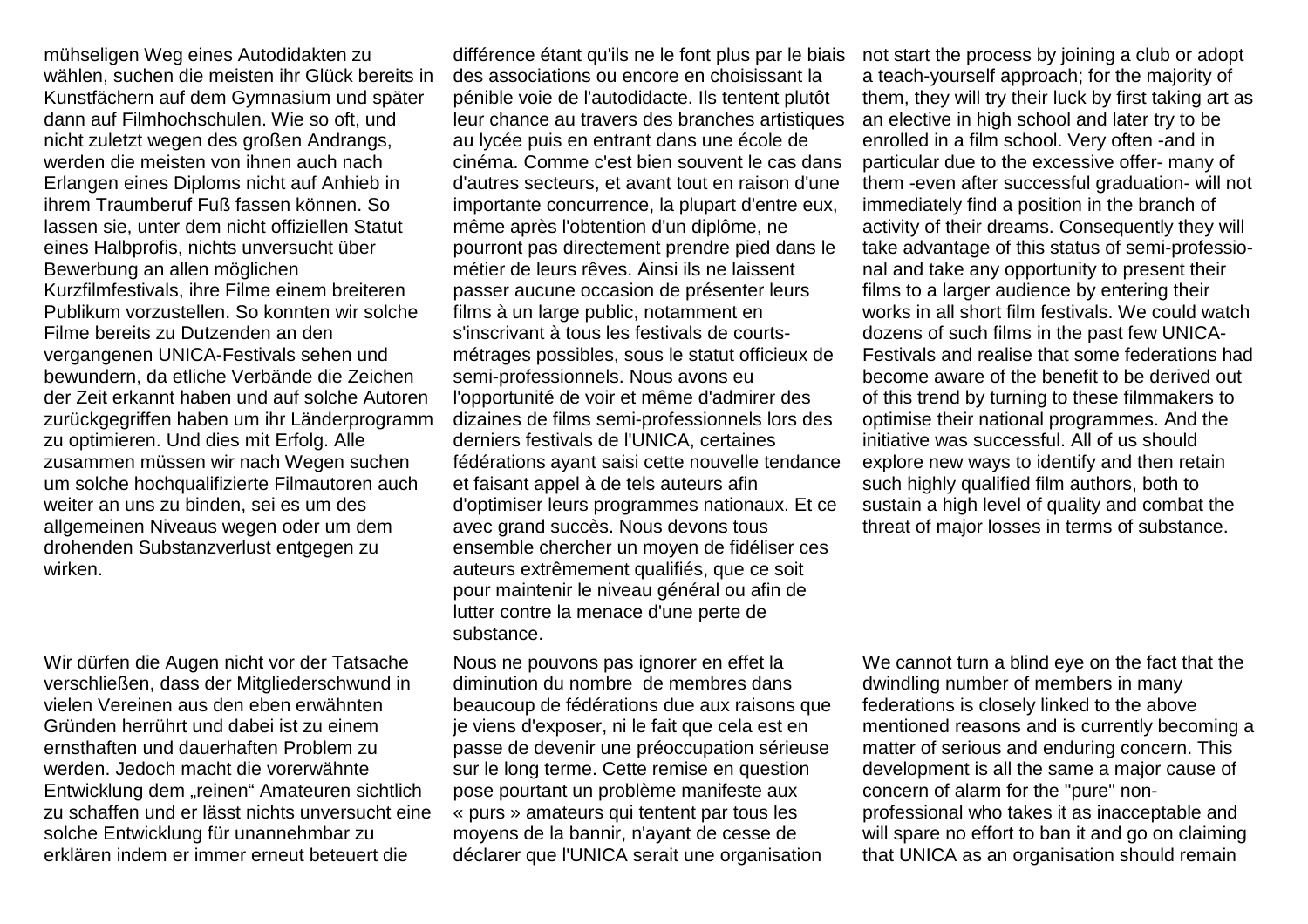mühseligen Weg eines Autodidakten zu wählen, suchen die meisten ihr Glück bereits in Kunstfächern auf dem Gymnasium und später dann auf Filmhochschulen. Wie so oft, und nicht zuletzt wegen des großen Andrangs, werden die meisten von ihnen auch nach Erlangen eines Diploms nicht auf Anhieb in ihrem Traumberuf Fuß fassen können. So lassen sie, unter dem nicht offiziellen Statut eines Halbprofis, nichts unversucht über Bewerbung an allen möglichen Kurzfilmfestivals, ihre Filme einem breiteren Publikum vorzustellen. So konnten wir solche Filme bereits zu Dutzenden an den vergangenen UNICA-Festivals sehen und bewundern, da etliche Verbände die Zeichen der Zeit erkannt haben und auf solche Autoren zurückgegriffen haben um ihr Länderprogramm zu optimieren. Und dies mit Erfolg. Alle zusammen müssen wir nach Wegen suchen um solche hochqualifizierte Filmautoren auch weiter an uns zu binden, sei es um des allgemeinen Niveaus wegen oder um dem drohenden Substanzverlust entgegen zu wirken.

Wir dürfen die Augen nicht vor der Tatsache verschließen, dass der Mitgliederschwund in vielen Vereinen aus den eben erwähnten Gründen herrührt und dabei ist zu einem ernsthaften und dauerhaften Problem zu werden. Jedoch macht die vorerwähnte Entwicklung dem „reinen“ Amateuren sichtlich zu schaffen und er lässt nichts unversucht eine solche Entwicklung für unannehmbar zu erklären indem er immer erneut beteuert die

différence étant qu'ils ne le font plus par le biais des associations ou encore en choisissant la pénible voie de l'autodidacte. Ils tentent plutôt leur chance au travers des branches artistiques au lycée puis en entrant dans une école de cinéma. Comme c'est bien souvent le cas dans d'autres secteurs, et avant tout en raison d'une importante concurrence, la plupart d'entre eux, même après l'obtention d'un diplôme, ne pourront pas directement prendre pied dans le métier de leurs rêves. Ainsi ils ne laissent passer aucune occasion de présenter leurs films à un large public, notamment en s'inscrivant à tous les festivals de courts-métrages possibles, sous le statut officieux de semi-professionnels. Nous avons eu l'opportunité de voir et même d'admirer des dizaines de films semi-professionnels lors des derniers festivals de l'UNICA, certaines fédérations ayant saisi cette nouvelle tendance et faisant appel à de tels auteurs afin d'optimiser leurs programmes nationaux. Et ce avec grand succès. Nous devons tous ensemble chercher un moyen de fidéliser ces auteurs extrêmement qualifiés, que ce soit pour maintenir le niveau général ou afin de lutter contre la menace d'une perte de substance.

Nous ne pouvons pas ignorer en effet la diminution du nombre de membres dans beaucoup de fédérations due aux raisons que je viens d'exposer, ni le fait que cela est en passe de devenir une préoccupation sérieuse sur le long terme. Cette remise en question pose pourtant un problème manifeste aux « purs » amateurs qui tentent par tous les moyens de la bannir, n'ayant de cesse de déclarer que l'UNICA serait une organisation

not start the process by joining a club or adopt a teach-yourself approach; for the majority of them, they will try their luck by first taking art as an elective in high school and later try to be enrolled in a film school. Very often -and in particular due to the excessive offer- many of them -even after successful graduation- will not immediately find a position in the branch of activity of their dreams. Consequently they will take advantage of this status of semi-professional and take any opportunity to present their films to a larger audience by entering their works in all short film festivals. We could watch dozens of such films in the past few UNICA-Festivals and realise that some federations had become aware of the benefit to be derived out of this trend by turning to these filmmakers to optimise their national programmes. And the initiative was successful. All of us should explore new ways to identify and then retain such highly qualified film authors, both to sustain a high level of quality and combat the threat of major losses in terms of substance.

We cannot turn a blind eye on the fact that the dwindling number of members in many federations is closely linked to the above mentioned reasons and is currently becoming a matter of serious and enduring concern. This development is all the same a major cause of concern of alarm for the "pure" non-professional who takes it as inacceptable and will spare no effort to ban it and go on claiming that UNICA as an organisation should remain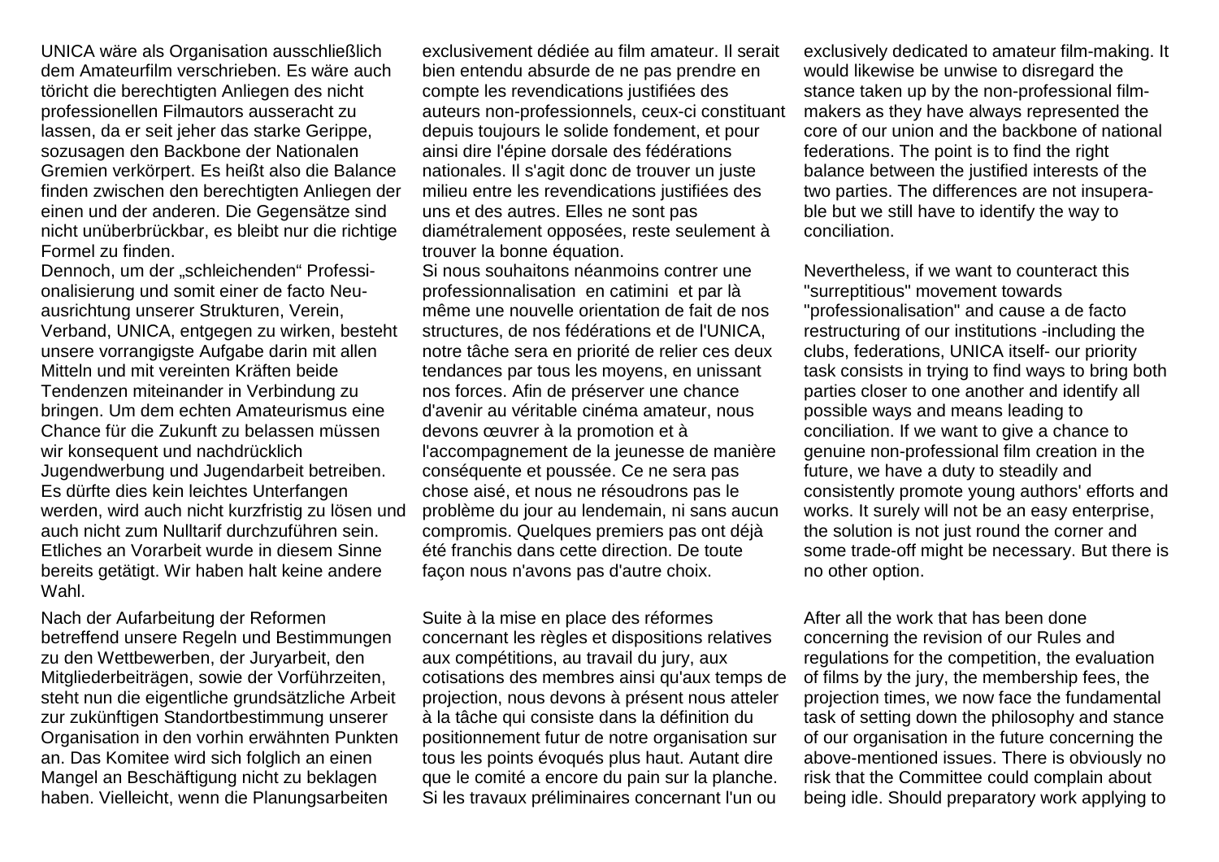UNICA wäre als Organisation ausschließlich dem Amateurfilm verschrieben. Es wäre auch töricht die berechtigten Anliegen des nicht professionellen Filmautors ausseracht zu lassen, da er seit jeher das starke Gerippe, sozusagen den Backbone der Nationalen Gremien verkörpert. Es heißt also die Balance finden zwischen den berechtigten Anliegen der einen und der anderen. Die Gegensätze sind nicht unüberbrückbar, es bleibt nur die richtige Formel zu finden.

Dennoch, um der „schleichenden" Professionalisierung und somit einer de facto Neuausrichtung unserer Strukturen, Verein, Verband, UNICA, entgegen zu wirken, besteht unsere vorrangigste Aufgabe darin mit allen Mitteln und mit vereinten Kräften beide Tendenzen miteinander in Verbindung zu bringen. Um dem echten Amateurismus eine Chance für die Zukunft zu belassen müssen wir konsequent und nachdrücklich Jugendwerbung und Jugendarbeit betreiben. Es dürfte dies kein leichtes Unterfangen werden, wird auch nicht kurzfristig zu lösen und auch nicht zum Nulltarif durchzuführen sein. Etliches an Vorarbeit wurde in diesem Sinne bereits getätigt. Wir haben halt keine andere Wahl.

Nach der Aufarbeitung der Reformen betreffend unsere Regeln und Bestimmungen zu den Wettbewerben, der Juryarbeit, den Mitgliederbeiträgen, sowie der Vorführzeiten, steht nun die eigentliche grundsätzliche Arbeit zur zukünftigen Standortbestimmung unserer Organisation in den vorhin erwähnten Punkten an. Das Komitee wird sich folglich an einen Mangel an Beschäftigung nicht zu beklagen haben. Vielleicht, wenn die Planungsarbeiten

exclusivement dédiée au film amateur. Il serait bien entendu absurde de ne pas prendre en compte les revendications justifiées des auteurs non-professionnels, ceux-ci constituant depuis toujours le solide fondement, et pour ainsi dire l'épine dorsale des fédérations nationales. Il s'agit donc de trouver un juste milieu entre les revendications justifiées des uns et des autres. Elles ne sont pas diamétralement opposées, reste seulement à trouver la bonne équation.

Si nous souhaitons néanmoins contrer une professionnalisation en catimini et par là même une nouvelle orientation de fait de nos structures, de nos fédérations et de l'UNICA, notre tâche sera en priorité de relier ces deux tendances par tous les moyens, en unissant nos forces. Afin de préserver une chance d'avenir au véritable cinéma amateur, nous devons œuvrer à la promotion et à l'accompagnement de la jeunesse de manière conséquente et poussée. Ce ne sera pas chose aisé, et nous ne résoudrons pas le problème du jour au lendemain, ni sans aucun compromis. Quelques premiers pas ont déjà été franchis dans cette direction. De toute façon nous n'avons pas d'autre choix.

Suite à la mise en place des réformes concernant les règles et dispositions relatives aux compétitions, au travail du jury, aux cotisations des membres ainsi qu'aux temps de projection, nous devons à présent nous atteler à la tâche qui consiste dans la définition du positionnement futur de notre organisation sur tous les points évoqués plus haut. Autant dire que le comité a encore du pain sur la planche. Si les travaux préliminaires concernant l'un ou

exclusively dedicated to amateur film-making. It would likewise be unwise to disregard the stance taken up by the non-professional film-makers as they have always represented the core of our union and the backbone of national federations. The point is to find the right balance between the justified interests of the two parties. The differences are not insuperable but we still have to identify the way to conciliation.

Nevertheless, if we want to counteract this "surreptitious" movement towards "professionalisation" and cause a de facto restructuring of our institutions -including the clubs, federations, UNICA itself- our priority task consists in trying to find ways to bring both parties closer to one another and identify all possible ways and means leading to conciliation. If we want to give a chance to genuine non-professional film creation in the future, we have a duty to steadily and consistently promote young authors' efforts and works. It surely will not be an easy enterprise, the solution is not just round the corner and some trade-off might be necessary. But there is no other option.

After all the work that has been done concerning the revision of our Rules and regulations for the competition, the evaluation of films by the jury, the membership fees, the projection times, we now face the fundamental task of setting down the philosophy and stance of our organisation in the future concerning the above-mentioned issues. There is obviously no risk that the Committee could complain about being idle. Should preparatory work applying to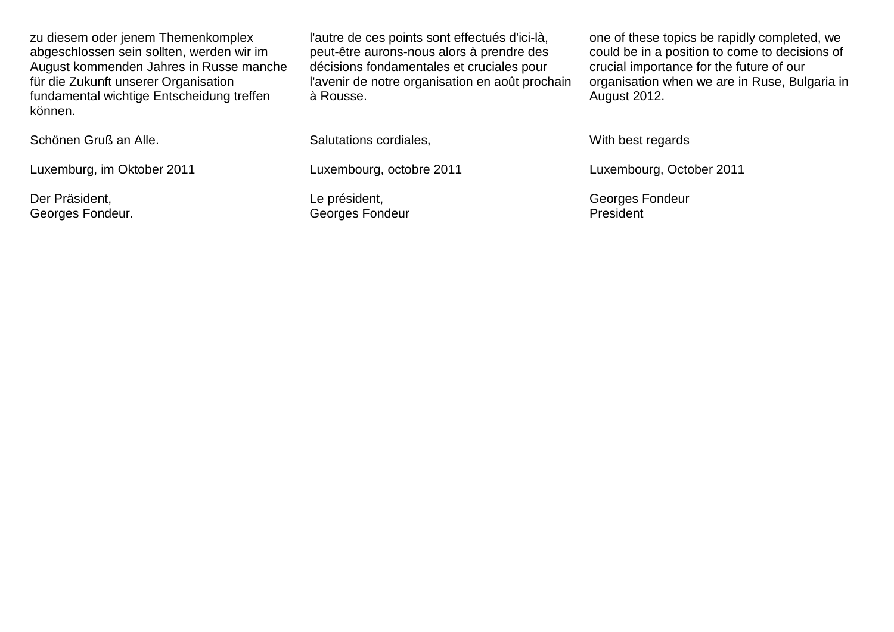zu diesem oder jenem Themenkomplex abgeschlossen sein sollten, werden wir im August kommenden Jahres in Russe manche für die Zukunft unserer Organisation fundamental wichtige Entscheidung treffen können.

Schönen Gruß an Alle.

Luxemburg, im Oktober 2011

Der Präsident,
Georges Fondeur.

l'autre de ces points sont effectués d'ici-là, peut-être aurons-nous alors à prendre des décisions fondamentales et cruciales pour l'avenir de notre organisation en août prochain à Rousse.

Salutations cordiales,

Luxembourg, octobre 2011

Le président,
Georges Fondeur

one of these topics be rapidly completed, we could be in a position to come to decisions of crucial importance for the future of our organisation when we are in Ruse, Bulgaria in August 2012.

With best regards

Luxembourg, October 2011

Georges Fondeur
President